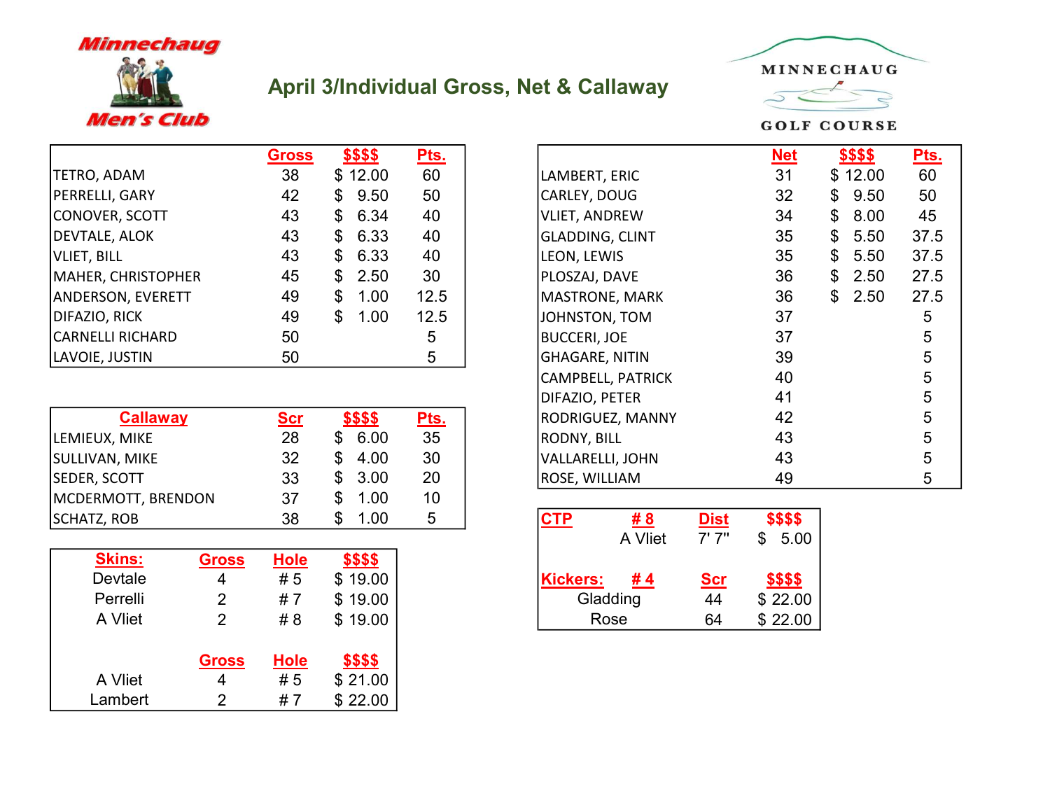Minnechaug Men's Club

# April 3/Individual Gross, Net & Callaway

MINNECHAUG GOLF COURSE

| | Gross | $$$$ | Pts. |
|---|---|---|---|
| TETRO, ADAM | 38 | $ 12.00 | 60 |
| PERRELLI, GARY | 42 | $ 9.50 | 50 |
| CONOVER, SCOTT | 43 | $ 6.34 | 40 |
| DEVTALE, ALOK | 43 | $ 6.33 | 40 |
| VLIET, BILL | 43 | $ 6.33 | 40 |
| MAHER, CHRISTOPHER | 45 | $ 2.50 | 30 |
| ANDERSON, EVERETT | 49 | $ 1.00 | 12.5 |
| DIFAZIO, RICK | 49 | $ 1.00 | 12.5 |
| CARNELLI RICHARD | 50 | | 5 |
| LAVOIE, JUSTIN | 50 | | 5 |

| Callaway | Scr | $$$$ | Pts. |
|---|---|---|---|
| LEMIEUX, MIKE | 28 | $ 6.00 | 35 |
| SULLIVAN, MIKE | 32 | $ 4.00 | 30 |
| SEDER, SCOTT | 33 | $ 3.00 | 20 |
| MCDERMOTT, BRENDON | 37 | $ 1.00 | 10 |
| SCHATZ, ROB | 38 | $ 1.00 | 5 |

| Skins: | Gross | Hole | $$$$ |
|---|---|---|---|
| Devtale | 4 | # 5 | $ 19.00 |
| Perrelli | 2 | # 7 | $ 19.00 |
| A Vliet | 2 | # 8 | $ 19.00 |
| | Gross | Hole | $$$$ |
| A Vliet | 4 | # 5 | $ 21.00 |
| Lambert | 2 | # 7 | $ 22.00 |

| | Net | $$$$ | Pts. |
|---|---|---|---|
| LAMBERT, ERIC | 31 | $ 12.00 | 60 |
| CARLEY, DOUG | 32 | $ 9.50 | 50 |
| VLIET, ANDREW | 34 | $ 8.00 | 45 |
| GLADDING, CLINT | 35 | $ 5.50 | 37.5 |
| LEON, LEWIS | 35 | $ 5.50 | 37.5 |
| PLOSZAJ, DAVE | 36 | $ 2.50 | 27.5 |
| MASTRONE, MARK | 36 | $ 2.50 | 27.5 |
| JOHNSTON, TOM | 37 | | 5 |
| BUCCERI, JOE | 37 | | 5 |
| GHAGARE, NITIN | 39 | | 5 |
| CAMPBELL, PATRICK | 40 | | 5 |
| DIFAZIO, PETER | 41 | | 5 |
| RODRIGUEZ, MANNY | 42 | | 5 |
| RODNY, BILL | 43 | | 5 |
| VALLARELLI, JOHN | 43 | | 5 |
| ROSE, WILLIAM | 49 | | 5 |

| CTP | # 8 | Dist | $$$$ |
|---|---|---|---|
| | A Vliet | 7' 7" | $ 5.00 |
| Kickers: | # 4 | Scr | $$$$ |
| | Gladding | 44 | $ 22.00 |
| | Rose | 64 | $ 22.00 |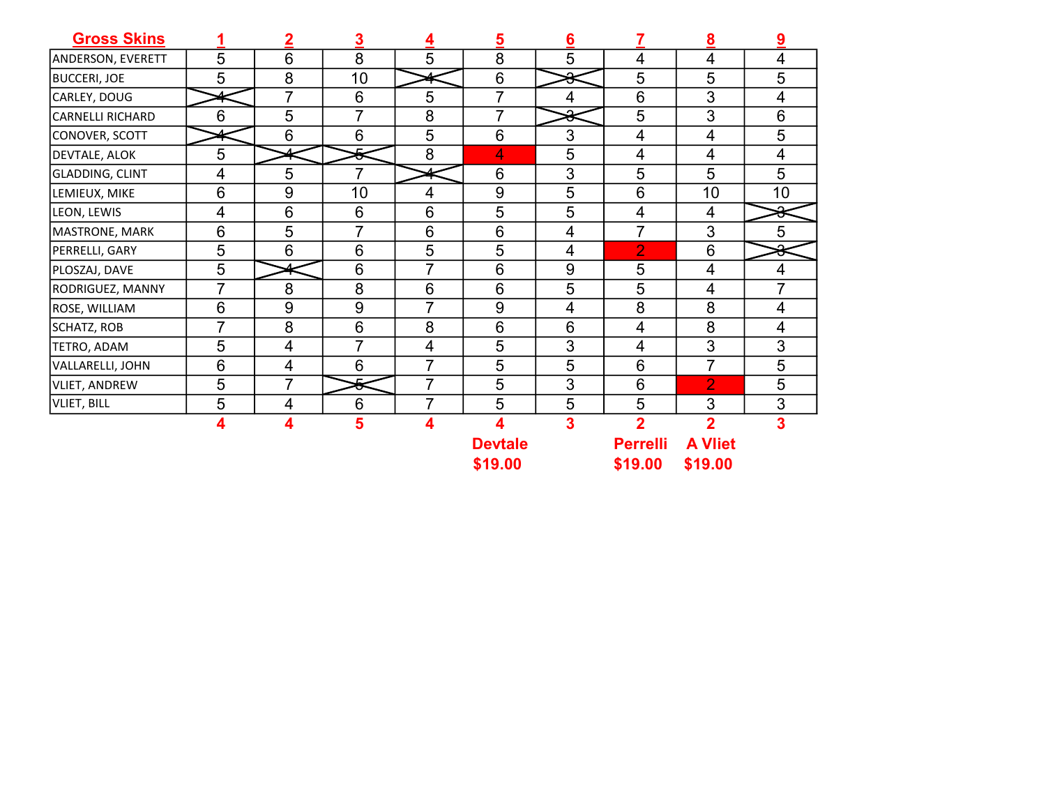| Gross Skins | 1 | 2 | 3 | 4 | 5 | 6 | 7 | 8 | 9 |
|---|---|---|---|---|---|---|---|---|---|
| ANDERSON, EVERETT | 5 | 6 | 8 | 5 | 8 | 5 | 4 | 4 | 4 |
| BUCCERI, JOE | 5 | 8 | 10 | 4 | 6 | 3 | 5 | 5 | 5 |
| CARLEY, DOUG | 4 | 7 | 6 | 5 | 7 | 4 | 6 | 3 | 4 |
| CARNELLI RICHARD | 6 | 5 | 7 | 8 | 7 | 3 | 5 | 3 | 6 |
| CONOVER, SCOTT | 4 | 6 | 6 | 5 | 6 | 3 | 4 | 4 | 5 |
| DEVTALE, ALOK | 5 | 4 | 5 | 8 | 4 | 5 | 4 | 4 | 4 |
| GLADDING, CLINT | 4 | 5 | 7 | 4 | 6 | 3 | 5 | 5 | 5 |
| LEMIEUX, MIKE | 6 | 9 | 10 | 4 | 9 | 5 | 6 | 10 | 10 |
| LEON, LEWIS | 4 | 6 | 6 | 6 | 5 | 5 | 4 | 4 | 3 |
| MASTRONE, MARK | 6 | 5 | 7 | 6 | 6 | 4 | 7 | 3 | 5 |
| PERRELLI, GARY | 5 | 6 | 6 | 5 | 5 | 4 | 2 | 6 | 3 |
| PLOSZAJ, DAVE | 5 | 4 | 6 | 7 | 6 | 9 | 5 | 4 | 4 |
| RODRIGUEZ, MANNY | 7 | 8 | 8 | 6 | 6 | 5 | 5 | 4 | 7 |
| ROSE, WILLIAM | 6 | 9 | 9 | 7 | 9 | 4 | 8 | 8 | 4 |
| SCHATZ, ROB | 7 | 8 | 6 | 8 | 6 | 6 | 4 | 8 | 4 |
| TETRO, ADAM | 5 | 4 | 7 | 4 | 5 | 3 | 4 | 3 | 3 |
| VALLARELLI, JOHN | 6 | 4 | 6 | 7 | 5 | 5 | 6 | 7 | 5 |
| VLIET, ANDREW | 5 | 7 | 5 | 7 | 5 | 3 | 6 | 2 | 5 |
| VLIET, BILL | 5 | 4 | 6 | 7 | 5 | 5 | 5 | 3 | 3 |
| | 4 | 4 | 5 | 4 | 4 | 3 | 2 | 2 | 3 |
| | | | | | Devtale | | Perrelli | A Vliet | |
| | | | | | $19.00 | | $19.00 | $19.00 | |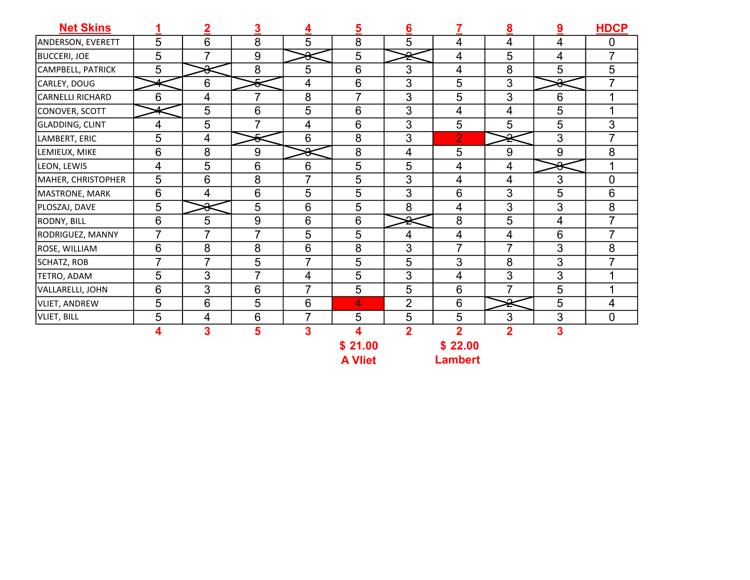| Net Skins | 1 | 2 | 3 | 4 | 5 | 6 | 7 | 8 | 9 | HDCP |
|---|---|---|---|---|---|---|---|---|---|---|
| ANDERSON, EVERETT | 5 | 6 | 8 | 5 | 8 | 5 | 4 | 4 | 4 | 0 |
| BUCCERI, JOE | 5 | 7 | 9 | 3 | 5 | 2 | 4 | 5 | 4 | 7 |
| CAMPBELL, PATRICK | 5 | 3 | 8 | 5 | 6 | 3 | 4 | 8 | 5 | 5 |
| CARLEY, DOUG | 4 | 6 | 5 | 4 | 6 | 3 | 5 | 3 | 3 | 7 |
| CARNELLI RICHARD | 6 | 4 | 7 | 8 | 7 | 3 | 5 | 3 | 6 | 1 |
| CONOVER, SCOTT | 4 | 5 | 6 | 5 | 6 | 3 | 4 | 4 | 5 | 1 |
| GLADDING, CLINT | 4 | 5 | 7 | 4 | 6 | 3 | 5 | 5 | 5 | 3 |
| LAMBERT, ERIC | 5 | 4 | 5 | 6 | 8 | 3 | 2 | 2 | 3 | 7 |
| LEMIEUX, MIKE | 6 | 8 | 9 | 3 | 8 | 4 | 5 | 9 | 9 | 8 |
| LEON, LEWIS | 4 | 5 | 6 | 6 | 5 | 5 | 4 | 4 | 3 | 1 |
| MAHER, CHRISTOPHER | 5 | 6 | 8 | 7 | 5 | 3 | 4 | 4 | 3 | 0 |
| MASTRONE, MARK | 6 | 4 | 6 | 5 | 5 | 3 | 6 | 3 | 5 | 6 |
| PLOSZAJ, DAVE | 5 | 3 | 5 | 6 | 5 | 8 | 4 | 3 | 3 | 8 |
| RODNY, BILL | 6 | 5 | 9 | 6 | 6 | 2 | 8 | 5 | 4 | 7 |
| RODRIGUEZ, MANNY | 7 | 7 | 7 | 5 | 5 | 4 | 4 | 4 | 6 | 7 |
| ROSE, WILLIAM | 6 | 8 | 8 | 6 | 8 | 3 | 7 | 7 | 3 | 8 |
| SCHATZ, ROB | 7 | 7 | 5 | 7 | 5 | 5 | 3 | 8 | 3 | 7 |
| TETRO, ADAM | 5 | 3 | 7 | 4 | 5 | 3 | 4 | 3 | 3 | 1 |
| VALLARELLI, JOHN | 6 | 3 | 6 | 7 | 5 | 5 | 6 | 7 | 5 | 1 |
| VLIET, ANDREW | 5 | 6 | 5 | 6 | 4 | 2 | 6 | 2 | 5 | 4 |
| VLIET, BILL | 5 | 4 | 6 | 7 | 5 | 5 | 5 | 3 | 3 | 0 |
| | 4 | 3 | 5 | 3 | 4 | 2 | 2 | 2 | 3 | |
| | | | | | $ 21.00 | | $ 22.00 | | | |
| | | | | | A Vliet | | Lambert | | | |